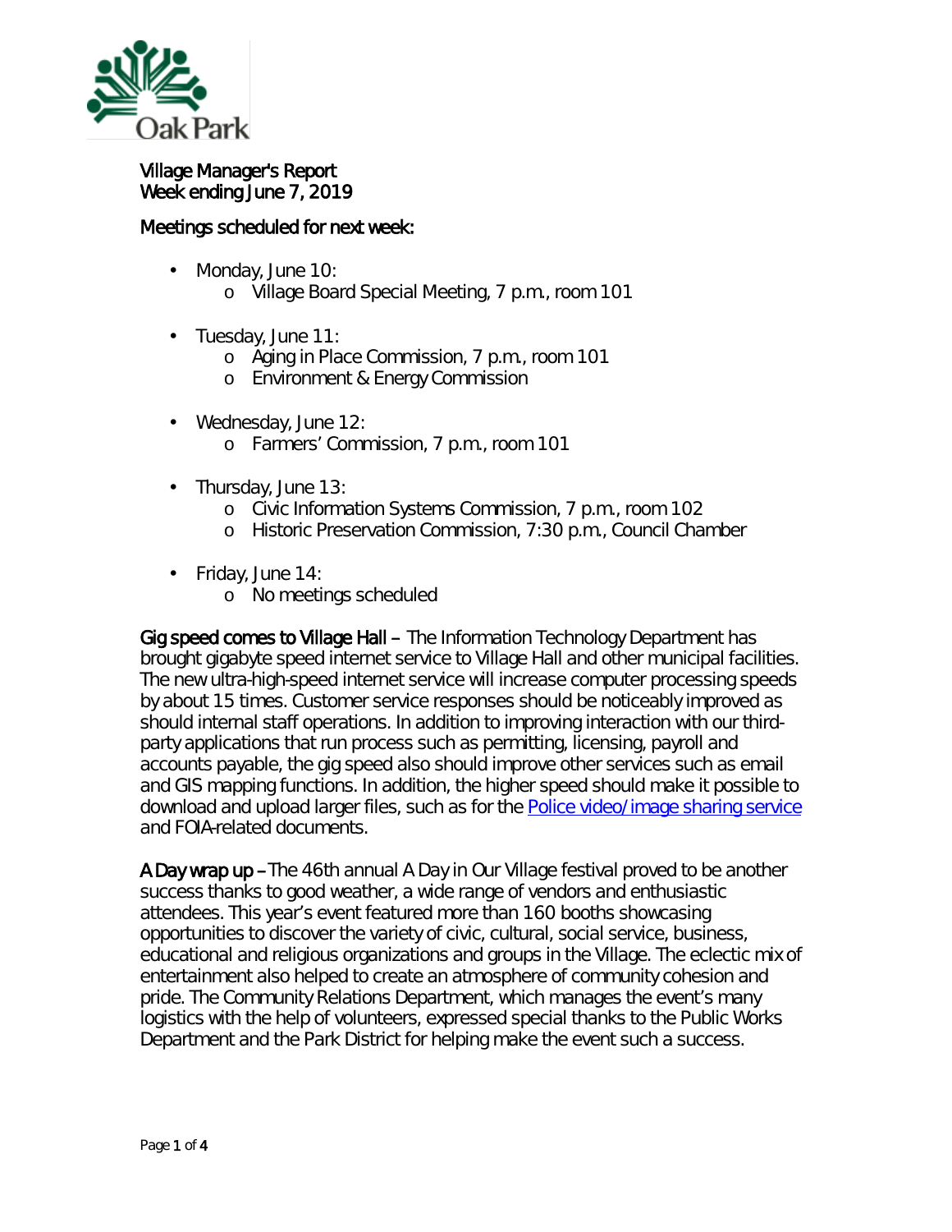Oak Park

Village Manager's Report
Week ending June 7, 2019

Meetings scheduled for next week:

- Monday, June 10:
  - Village Board Special Meeting, 7 p.m., room 101
- Tuesday, June 11:
  - Aging in Place Commission, 7 p.m., room 101
  - Environment & Energy Commission
- Wednesday, June 12:
  - Farmers' Commission, 7 p.m., room 101
- Thursday, June 13:
  - Civic Information Systems Commission, 7 p.m., room 102
  - Historic Preservation Commission, 7:30 p.m., Council Chamber
- Friday, June 14:
  - No meetings scheduled

Gig speed comes to Village Hall – The Information Technology Department has brought gigabyte speed internet service to Village Hall and other municipal facilities. The new ultra-high-speed internet service will increase computer processing speeds by about 15 times. Customer service responses should be noticeably improved as should internal staff operations. In addition to improving interaction with our third-party applications that run process such as permitting, licensing, payroll and accounts payable, the gig speed also should improve other services such as email and GIS mapping functions. In addition, the higher speed should make it possible to download and upload larger files, such as for the [Police video/image sharing service] and FOIA-related documents.

A Day wrap up – The 46th annual A Day in Our Village festival proved to be another success thanks to good weather, a wide range of vendors and enthusiastic attendees. This year's event featured more than 160 booths showcasing opportunities to discover the variety of civic, cultural, social service, business, educational and religious organizations and groups in the Village. The eclectic mix of entertainment also helped to create an atmosphere of community cohesion and pride. The Community Relations Department, which manages the event's many logistics with the help of volunteers, expressed special thanks to the Public Works Department and the Park District for helping make the event such a success.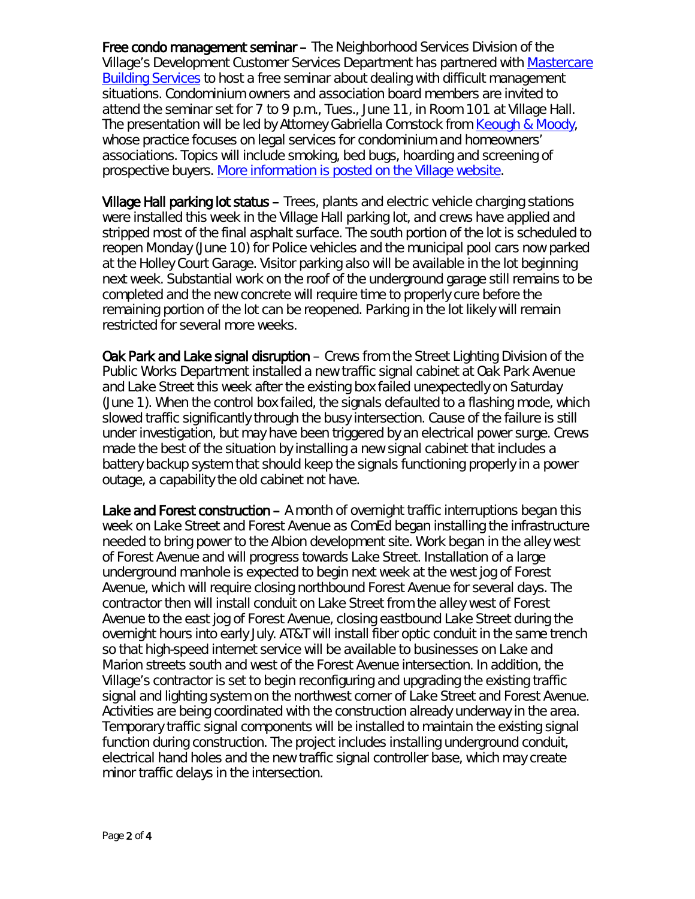**Free condo management seminar** – The Neighborhood Services Division of the Village's Development Customer Services Department has partnered with Mastercare Building Services to host a free seminar about dealing with difficult management situations. Condominium owners and association board members are invited to attend the seminar set for 7 to 9 p.m., Tues., June 11, in Room 101 at Village Hall. The presentation will be led by Attorney Gabriella Comstock from Keough & Moody, whose practice focuses on legal services for condominium and homeowners' associations. Topics will include smoking, bed bugs, hoarding and screening of prospective buyers. More information is posted on the Village website.

**Village Hall parking lot status** – Trees, plants and electric vehicle charging stations were installed this week in the Village Hall parking lot, and crews have applied and stripped most of the final asphalt surface. The south portion of the lot is scheduled to reopen Monday (June 10) for Police vehicles and the municipal pool cars now parked at the Holley Court Garage. Visitor parking also will be available in the lot beginning next week. Substantial work on the roof of the underground garage still remains to be completed and the new concrete will require time to properly cure before the remaining portion of the lot can be reopened. Parking in the lot likely will remain restricted for several more weeks.

**Oak Park and Lake signal disruption** – Crews from the Street Lighting Division of the Public Works Department installed a new traffic signal cabinet at Oak Park Avenue and Lake Street this week after the existing box failed unexpectedly on Saturday (June 1). When the control box failed, the signals defaulted to a flashing mode, which slowed traffic significantly through the busy intersection. Cause of the failure is still under investigation, but may have been triggered by an electrical power surge. Crews made the best of the situation by installing a new signal cabinet that includes a battery backup system that should keep the signals functioning properly in a power outage, a capability the old cabinet not have.

**Lake and Forest construction** – A month of overnight traffic interruptions began this week on Lake Street and Forest Avenue as ComEd began installing the infrastructure needed to bring power to the Albion development site. Work began in the alley west of Forest Avenue and will progress towards Lake Street. Installation of a large underground manhole is expected to begin next week at the west jog of Forest Avenue, which will require closing northbound Forest Avenue for several days. The contractor then will install conduit on Lake Street from the alley west of Forest Avenue to the east jog of Forest Avenue, closing eastbound Lake Street during the overnight hours into early July. AT&T will install fiber optic conduit in the same trench so that high-speed internet service will be available to businesses on Lake and Marion streets south and west of the Forest Avenue intersection. In addition, the Village's contractor is set to begin reconfiguring and upgrading the existing traffic signal and lighting system on the northwest corner of Lake Street and Forest Avenue. Activities are being coordinated with the construction already underway in the area. Temporary traffic signal components will be installed to maintain the existing signal function during construction. The project includes installing underground conduit, electrical hand holes and the new traffic signal controller base, which may create minor traffic delays in the intersection.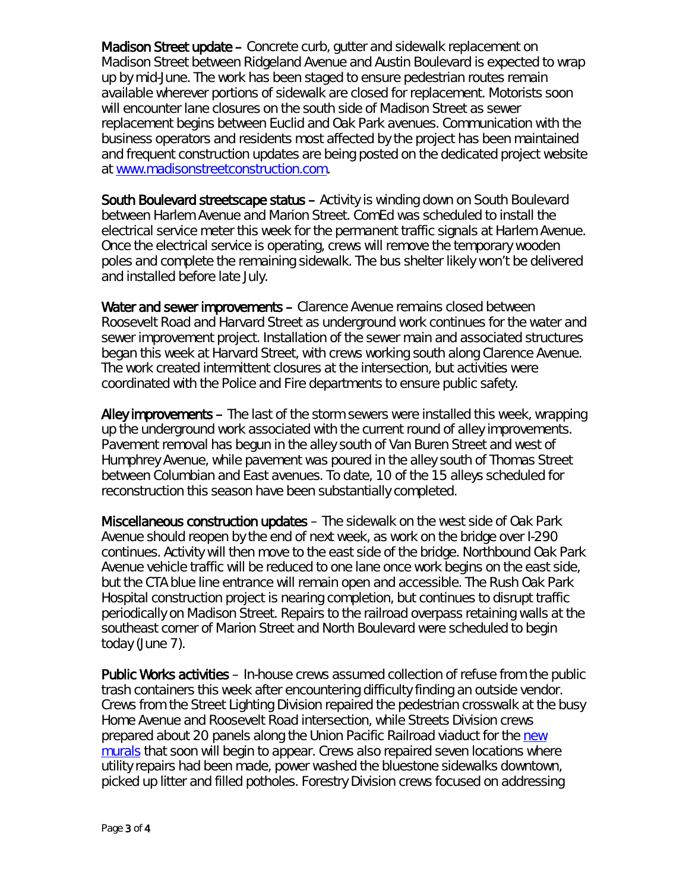**Madison Street update –** Concrete curb, gutter and sidewalk replacement on Madison Street between Ridgeland Avenue and Austin Boulevard is expected to wrap up by mid-June. The work has been staged to ensure pedestrian routes remain available wherever portions of sidewalk are closed for replacement. Motorists soon will encounter lane closures on the south side of Madison Street as sewer replacement begins between Euclid and Oak Park avenues. Communication with the business operators and residents most affected by the project has been maintained and frequent construction updates are being posted on the dedicated project website at [www.madisonstreetconstruction.com](www.madisonstreetconstruction.com).

**South Boulevard streetscape status –** Activity is winding down on South Boulevard between Harlem Avenue and Marion Street. ComEd was scheduled to install the electrical service meter this week for the permanent traffic signals at Harlem Avenue. Once the electrical service is operating, crews will remove the temporary wooden poles and complete the remaining sidewalk. The bus shelter likely won't be delivered and installed before late July.

**Water and sewer improvements –** Clarence Avenue remains closed between Roosevelt Road and Harvard Street as underground work continues for the water and sewer improvement project. Installation of the sewer main and associated structures began this week at Harvard Street, with crews working south along Clarence Avenue. The work created intermittent closures at the intersection, but activities were coordinated with the Police and Fire departments to ensure public safety.

**Alley improvements –** The last of the storm sewers were installed this week, wrapping up the underground work associated with the current round of alley improvements. Pavement removal has begun in the alley south of Van Buren Street and west of Humphrey Avenue, while pavement was poured in the alley south of Thomas Street between Columbian and East avenues. To date, 10 of the 15 alleys scheduled for reconstruction this season have been substantially completed.

**Miscellaneous construction updates** – The sidewalk on the west side of Oak Park Avenue should reopen by the end of next week, as work on the bridge over I-290 continues. Activity will then move to the east side of the bridge. Northbound Oak Park Avenue vehicle traffic will be reduced to one lane once work begins on the east side, but the CTA blue line entrance will remain open and accessible. The Rush Oak Park Hospital construction project is nearing completion, but continues to disrupt traffic periodically on Madison Street. Repairs to the railroad overpass retaining walls at the southeast corner of Marion Street and North Boulevard were scheduled to begin today (June 7).

**Public Works activities** – In-house crews assumed collection of refuse from the public trash containers this week after encountering difficulty finding an outside vendor. Crews from the Street Lighting Division repaired the pedestrian crosswalk at the busy Home Avenue and Roosevelt Road intersection, while Streets Division crews prepared about 20 panels along the Union Pacific Railroad viaduct for the [new murals](new murals) that soon will begin to appear. Crews also repaired seven locations where utility repairs had been made, power washed the bluestone sidewalks downtown, picked up litter and filled potholes. Forestry Division crews focused on addressing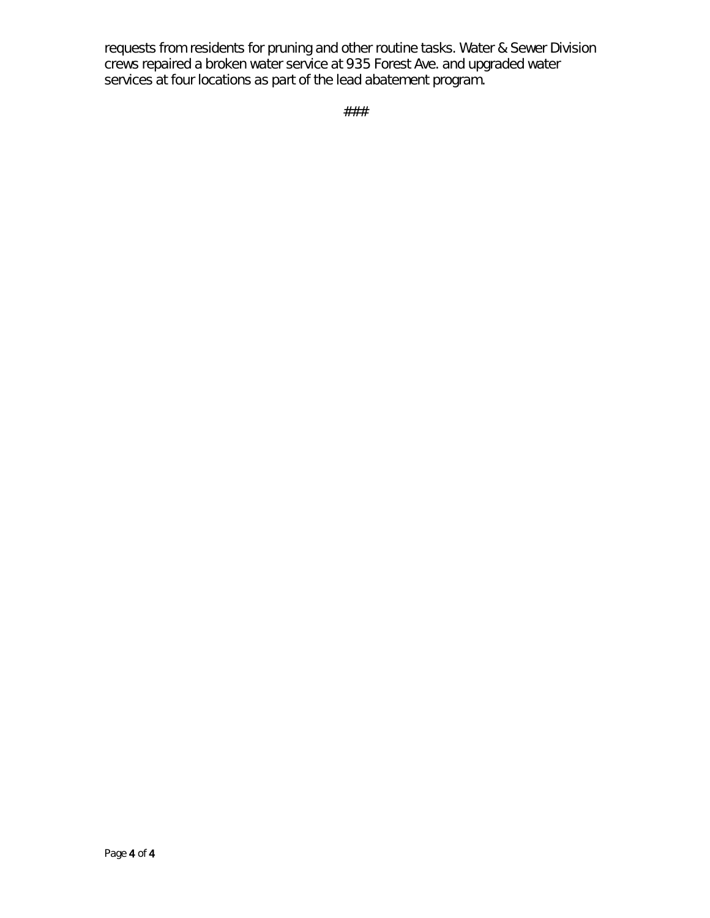requests from residents for pruning and other routine tasks. Water & Sewer Division crews repaired a broken water service at 935 Forest Ave. and upgraded water services at four locations as part of the lead abatement program.

###